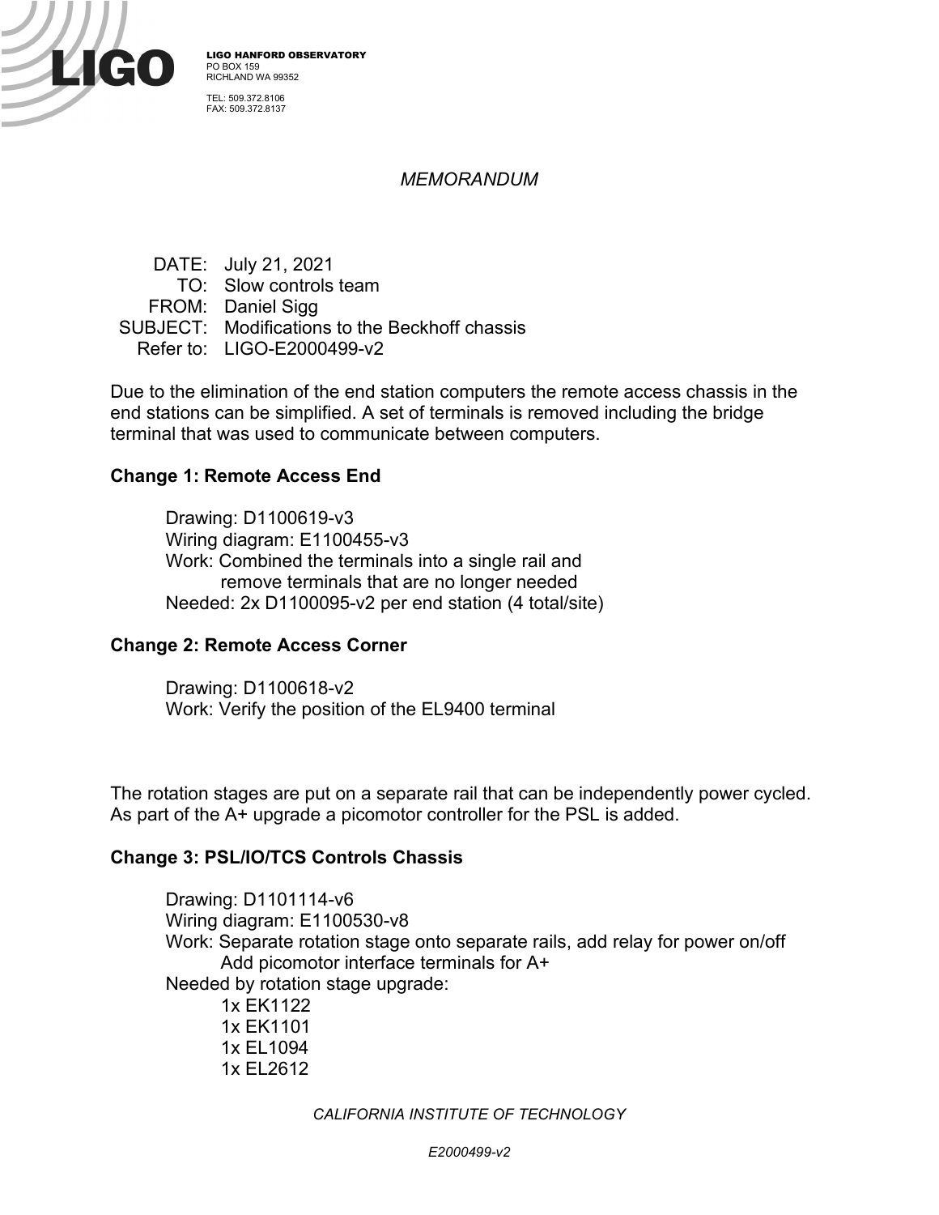LIGO HANFORD OBSERVATORY
PO BOX 159
RICHLAND WA 99352

TEL: 509.372.8106
FAX: 509.372.8137

*MEMORANDUM*

DATE: July 21, 2021
TO: Slow controls team
FROM: Daniel Sigg
SUBJECT: Modifications to the Beckhoff chassis
Refer to: LIGO-E2000499-v2

Due to the elimination of the end station computers the remote access chassis in the end stations can be simplified. A set of terminals is removed including the bridge terminal that was used to communicate between computers.

**Change 1: Remote Access End**

Drawing: D1100619-v3
Wiring diagram: E1100455-v3
Work: Combined the terminals into a single rail and
remove terminals that are no longer needed
Needed: 2x D1100095-v2 per end station (4 total/site)

**Change 2: Remote Access Corner**

Drawing: D1100618-v2
Work: Verify the position of the EL9400 terminal

The rotation stages are put on a separate rail that can be independently power cycled. As part of the A+ upgrade a picomotor controller for the PSL is added.

**Change 3: PSL/IO/TCS Controls Chassis**

Drawing: D1101114-v6
Wiring diagram: E1100530-v8
Work: Separate rotation stage onto separate rails, add relay for power on/off
Add picomotor interface terminals for A+
Needed by rotation stage upgrade:

- 1x EK1122
- 1x EK1101
- 1x EL1094
- 1x EL2612

*CALIFORNIA INSTITUTE OF TECHNOLOGY*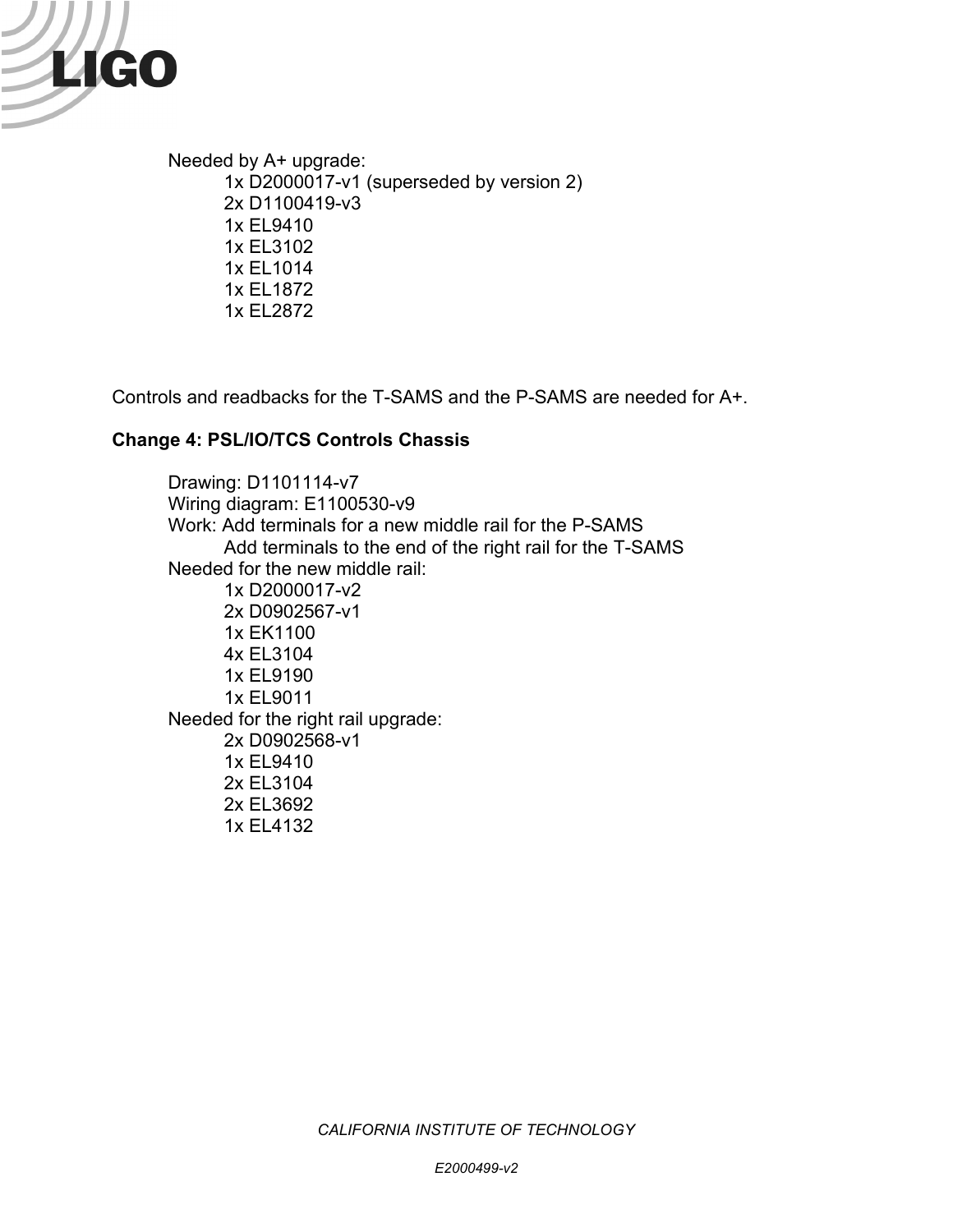Needed by A+ upgrade:

- 1x D2000017-v1 (superseded by version 2)
- 2x D1100419-v3
- 1x EL9410
- 1x EL3102
- 1x EL1014
- 1x EL1872
- 1x EL2872

Controls and readbacks for the T-SAMS and the P-SAMS are needed for A+.

**Change 4: PSL/IO/TCS Controls Chassis**

Drawing: D1101114-v7
Wiring diagram: E1100530-v9
Work: Add terminals for a new middle rail for the P-SAMS
Add terminals to the end of the right rail for the T-SAMS

Needed for the new middle rail:

- 1x D2000017-v2
- 2x D0902567-v1
- 1x EK1100
- 4x EL3104
- 1x EL9190
- 1x EL9011

Needed for the right rail upgrade:

- 2x D0902568-v1
- 1x EL9410
- 2x EL3104
- 2x EL3692
- 1x EL4132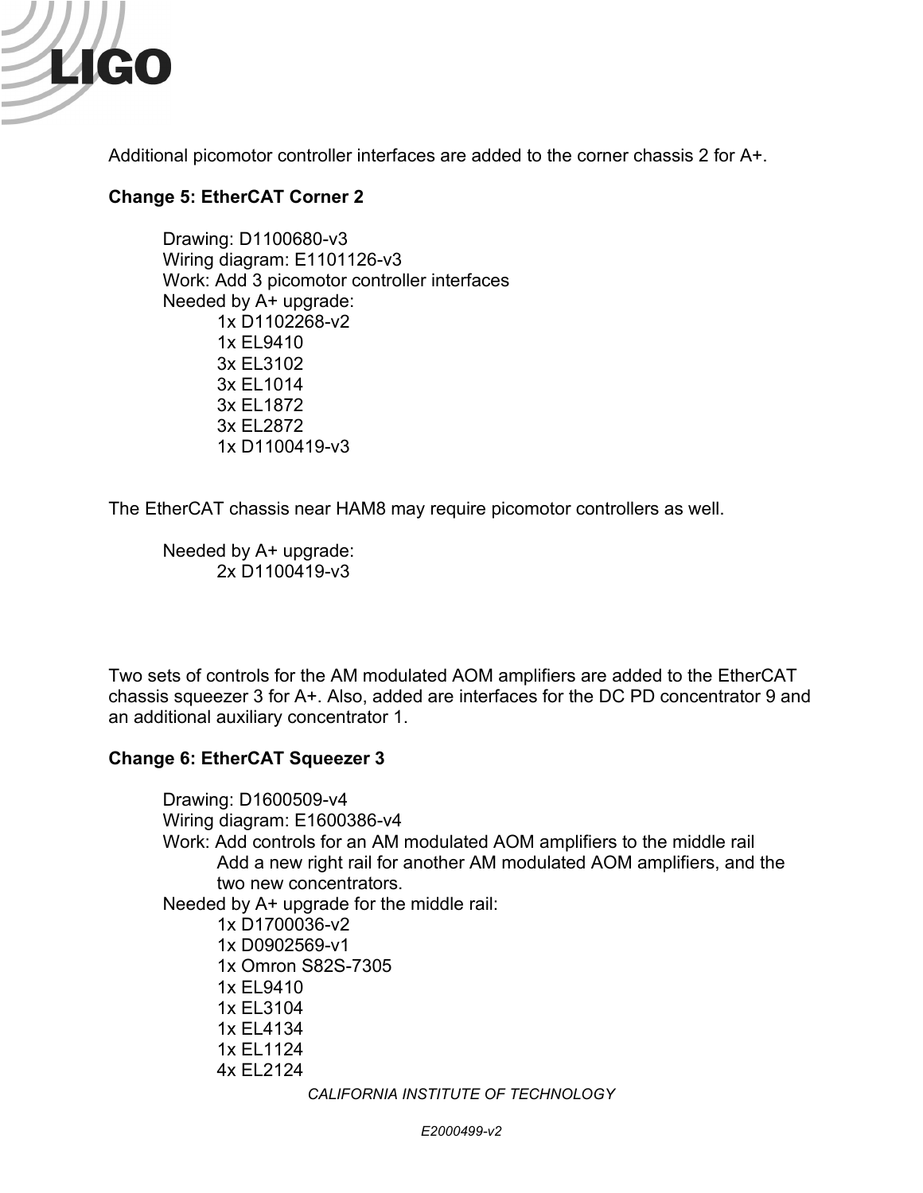Additional picomotor controller interfaces are added to the corner chassis 2 for A+.

**Change 5: EtherCAT Corner 2**

Drawing: D1100680-v3
Wiring diagram: E1101126-v3
Work: Add 3 picomotor controller interfaces
Needed by A+ upgrade:

- 1x D1102268-v2
- 1x EL9410
- 3x EL3102
- 3x EL1014
- 3x EL1872
- 3x EL2872
- 1x D1100419-v3

The EtherCAT chassis near HAM8 may require picomotor controllers as well.

Needed by A+ upgrade:

- 2x D1100419-v3

Two sets of controls for the AM modulated AOM amplifiers are added to the EtherCAT chassis squeezer 3 for A+. Also, added are interfaces for the DC PD concentrator 9 and an additional auxiliary concentrator 1.

**Change 6: EtherCAT Squeezer 3**

Drawing: D1600509-v4
Wiring diagram: E1600386-v4
Work: Add controls for an AM modulated AOM amplifiers to the middle rail
Add a new right rail for another AM modulated AOM amplifiers, and the two new concentrators.
Needed by A+ upgrade for the middle rail:

- 1x D1700036-v2
- 1x D0902569-v1
- 1x Omron S82S-7305
- 1x EL9410
- 1x EL3104
- 1x EL4134
- 1x EL1124
- 4x EL2124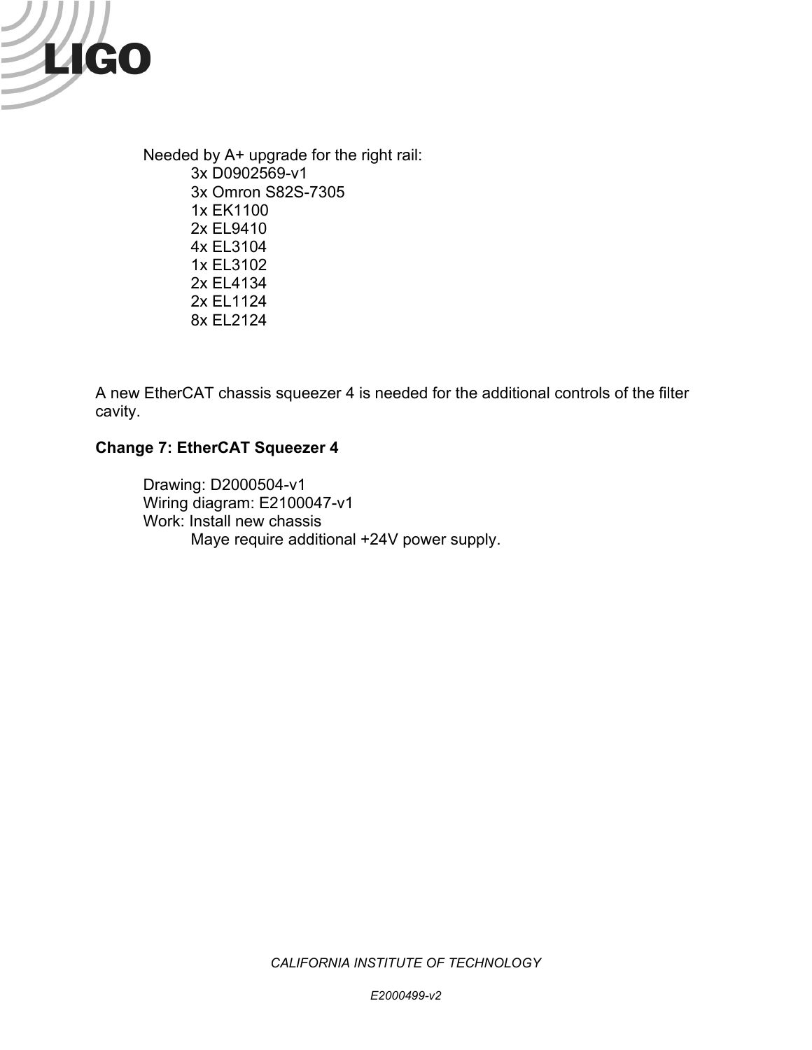Needed by A+ upgrade for the right rail:

- 3x D0902569-v1
- 3x Omron S82S-7305
- 1x EK1100
- 2x EL9410
- 4x EL3104
- 1x EL3102
- 2x EL4134
- 2x EL1124
- 8x EL2124

A new EtherCAT chassis squeezer 4 is needed for the additional controls of the filter cavity.

**Change 7: EtherCAT Squeezer 4**

Drawing: D2000504-v1
Wiring diagram: E2100047-v1
Work: Install new chassis
Maye require additional +24V power supply.